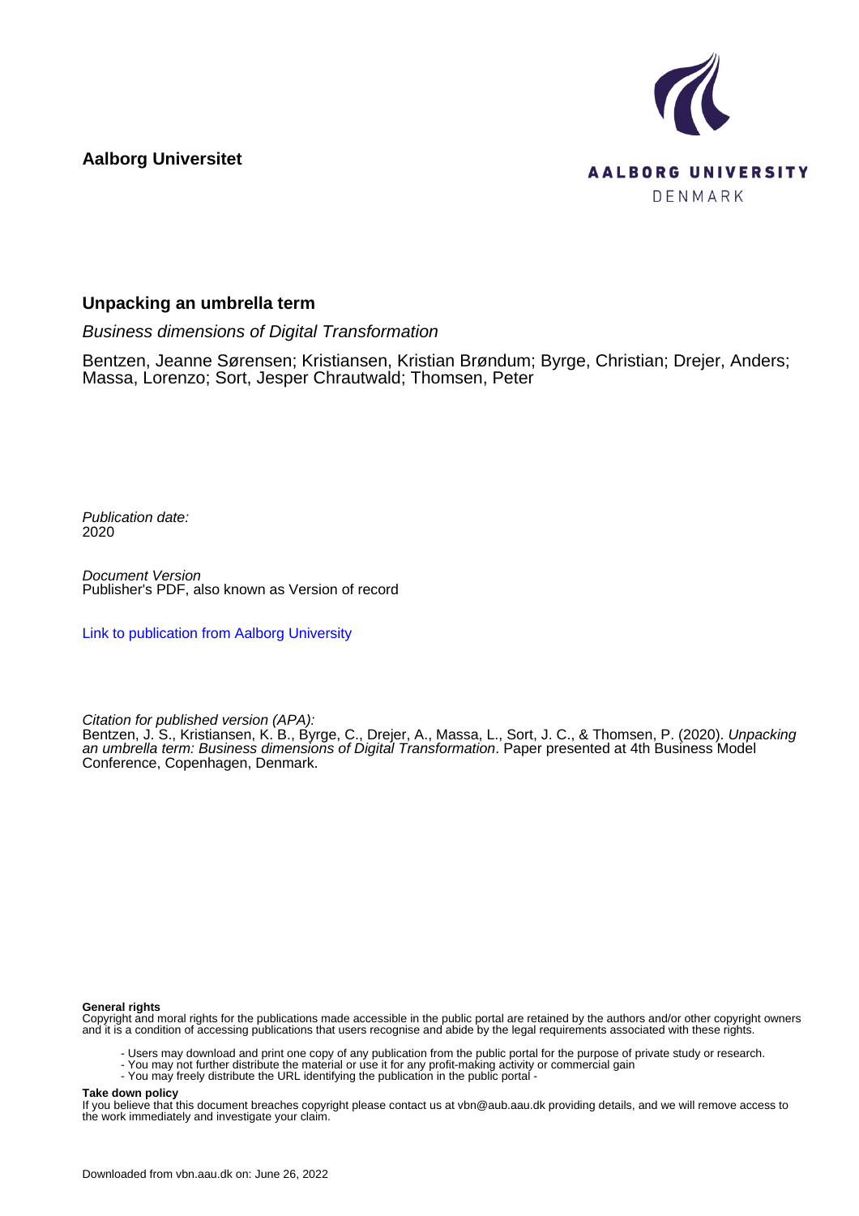**Aalborg Universitet**

AALBORG UNIVERSITY
DENMARK

## Unpacking an umbrella term

*Business dimensions of Digital Transformation*

Bentzen, Jeanne Sørensen; Kristiansen, Kristian Brøndum; Byrge, Christian; Drejer, Anders; Massa, Lorenzo; Sort, Jesper Chrautwald; Thomsen, Peter

*Publication date:*
2020

*Document Version*
Publisher's PDF, also known as Version of record

Link to publication from Aalborg University

*Citation for published version (APA):*
Bentzen, J. S., Kristiansen, K. B., Byrge, C., Drejer, A., Massa, L., Sort, J. C., & Thomsen, P. (2020). *Unpacking an umbrella term: Business dimensions of Digital Transformation*. Paper presented at 4th Business Model Conference, Copenhagen, Denmark.

**General rights**
Copyright and moral rights for the publications made accessible in the public portal are retained by the authors and/or other copyright owners and it is a condition of accessing publications that users recognise and abide by the legal requirements associated with these rights.

- Users may download and print one copy of any publication from the public portal for the purpose of private study or research.
- You may not further distribute the material or use it for any profit-making activity or commercial gain
- You may freely distribute the URL identifying the publication in the public portal -

**Take down policy**
If you believe that this document breaches copyright please contact us at vbn@aub.aau.dk providing details, and we will remove access to the work immediately and investigate your claim.

Downloaded from vbn.aau.dk on: June 26, 2022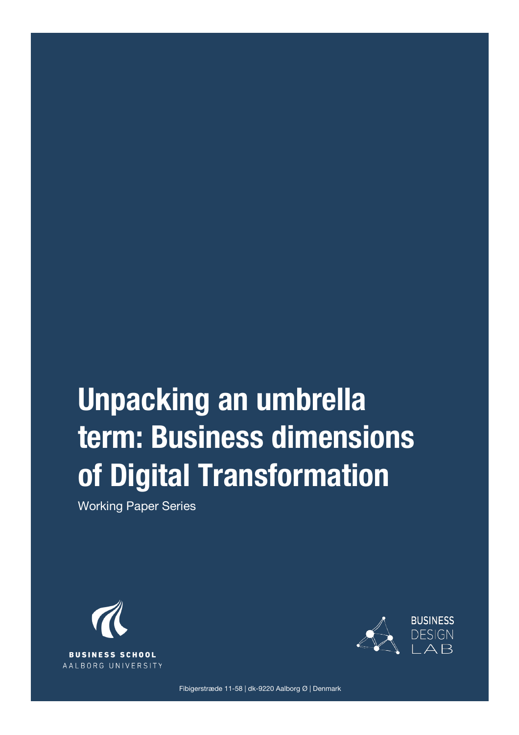# Unpacking an umbrella term: Business dimensions of Digital Transformation

Working Paper Series

BUSINESS SCHOOL
AALBORG UNIVERSITY

BUSINESS DESIGN LAB

Fibigerstræde 11-58 | dk-9220 Aalborg Ø | Denmark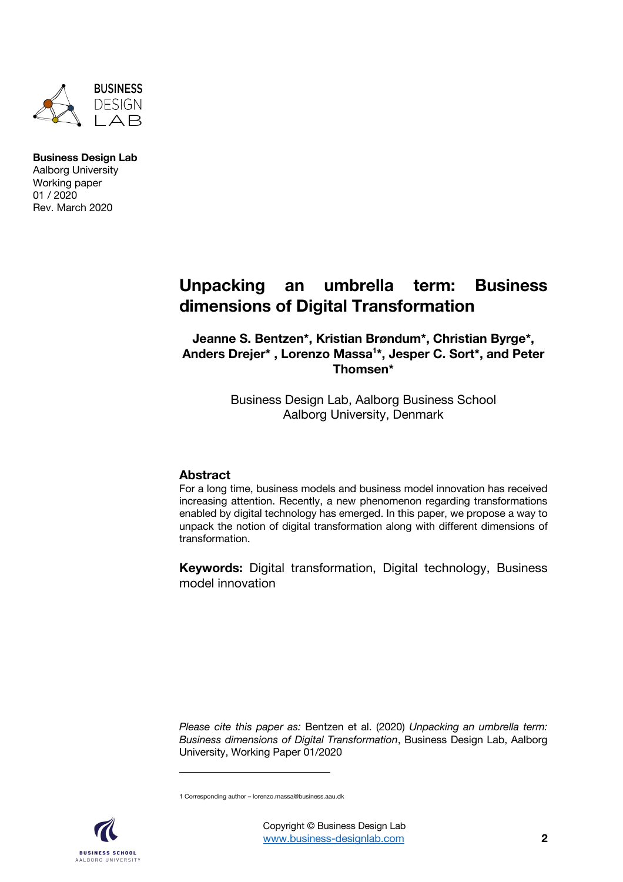**Business Design Lab**
Aalborg University
Working paper
01 / 2020
Rev. March 2020

# Unpacking an umbrella term: Business dimensions of Digital Transformation

**Jeanne S. Bentzen\*, Kristian Brøndum\*, Christian Byrge\*, Anders Drejer\* , Lorenzo Massa[1]\*, Jesper C. Sort\*, and Peter Thomsen\***

Business Design Lab, Aalborg Business School
Aalborg University, Denmark

## Abstract

For a long time, business models and business model innovation has received increasing attention. Recently, a new phenomenon regarding transformations enabled by digital technology has emerged. In this paper, we propose a way to unpack the notion of digital transformation along with different dimensions of transformation.

**Keywords:** Digital transformation, Digital technology, Business model innovation

*Please cite this paper as:* Bentzen et al. (2020) *Unpacking an umbrella term: Business dimensions of Digital Transformation*, Business Design Lab, Aalborg University, Working Paper 01/2020

1 Corresponding author – lorenzo.massa@business.aau.dk

Copyright © Business Design Lab
www.business-designlab.com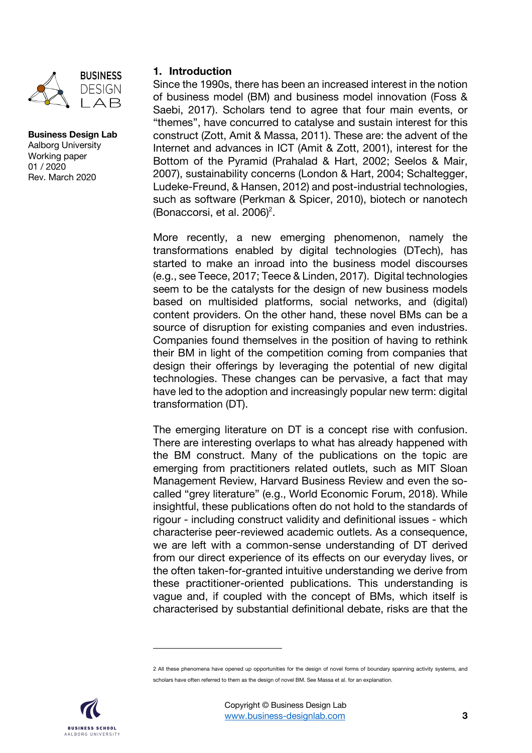## 1. Introduction

Since the 1990s, there has been an increased interest in the notion of business model (BM) and business model innovation (Foss & Saebi, 2017). Scholars tend to agree that four main events, or "themes", have concurred to catalyse and sustain interest for this construct (Zott, Amit & Massa, 2011). These are: the advent of the Internet and advances in ICT (Amit & Zott, 2001), interest for the Bottom of the Pyramid (Prahalad & Hart, 2002; Seelos & Mair, 2007), sustainability concerns (London & Hart, 2004; Schaltegger, Ludeke-Freund, & Hansen, 2012) and post-industrial technologies, such as software (Perkman & Spicer, 2010), biotech or nanotech (Bonaccorsi, et al. 2006)[2].

More recently, a new emerging phenomenon, namely the transformations enabled by digital technologies (DTech), has started to make an inroad into the business model discourses (e.g., see Teece, 2017; Teece & Linden, 2017). Digital technologies seem to be the catalysts for the design of new business models based on multisided platforms, social networks, and (digital) content providers. On the other hand, these novel BMs can be a source of disruption for existing companies and even industries. Companies found themselves in the position of having to rethink their BM in light of the competition coming from companies that design their offerings by leveraging the potential of new digital technologies. These changes can be pervasive, a fact that may have led to the adoption and increasingly popular new term: digital transformation (DT).

The emerging literature on DT is a concept rise with confusion. There are interesting overlaps to what has already happened with the BM construct. Many of the publications on the topic are emerging from practitioners related outlets, such as MIT Sloan Management Review, Harvard Business Review and even the so-called "grey literature" (e.g., World Economic Forum, 2018). While insightful, these publications often do not hold to the standards of rigour - including construct validity and definitional issues - which characterise peer-reviewed academic outlets. As a consequence, we are left with a common-sense understanding of DT derived from our direct experience of its effects on our everyday lives, or the often taken-for-granted intuitive understanding we derive from these practitioner-oriented publications. This understanding is vague and, if coupled with the concept of BMs, which itself is characterised by substantial definitional debate, risks are that the

---

2 All these phenomena have opened up opportunities for the design of novel forms of boundary spanning activity systems, and scholars have often referred to them as the design of novel BM. See Massa et al. for an explanation.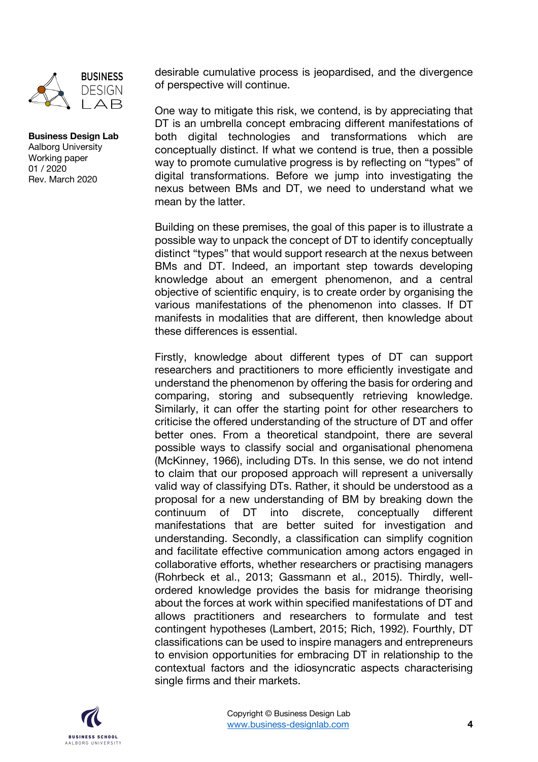desirable cumulative process is jeopardised, and the divergence of perspective will continue.

One way to mitigate this risk, we contend, is by appreciating that DT is an umbrella concept embracing different manifestations of both digital technologies and transformations which are conceptually distinct. If what we contend is true, then a possible way to promote cumulative progress is by reflecting on "types" of digital transformations. Before we jump into investigating the nexus between BMs and DT, we need to understand what we mean by the latter.

Building on these premises, the goal of this paper is to illustrate a possible way to unpack the concept of DT to identify conceptually distinct "types" that would support research at the nexus between BMs and DT. Indeed, an important step towards developing knowledge about an emergent phenomenon, and a central objective of scientific enquiry, is to create order by organising the various manifestations of the phenomenon into classes. If DT manifests in modalities that are different, then knowledge about these differences is essential.

Firstly, knowledge about different types of DT can support researchers and practitioners to more efficiently investigate and understand the phenomenon by offering the basis for ordering and comparing, storing and subsequently retrieving knowledge. Similarly, it can offer the starting point for other researchers to criticise the offered understanding of the structure of DT and offer better ones. From a theoretical standpoint, there are several possible ways to classify social and organisational phenomena (McKinney, 1966), including DTs. In this sense, we do not intend to claim that our proposed approach will represent a universally valid way of classifying DTs. Rather, it should be understood as a proposal for a new understanding of BM by breaking down the continuum of DT into discrete, conceptually different manifestations that are better suited for investigation and understanding. Secondly, a classification can simplify cognition and facilitate effective communication among actors engaged in collaborative efforts, whether researchers or practising managers (Rohrbeck et al., 2013; Gassmann et al., 2015). Thirdly, well-ordered knowledge provides the basis for midrange theorising about the forces at work within specified manifestations of DT and allows practitioners and researchers to formulate and test contingent hypotheses (Lambert, 2015; Rich, 1992). Fourthly, DT classifications can be used to inspire managers and entrepreneurs to envision opportunities for embracing DT in relationship to the contextual factors and the idiosyncratic aspects characterising single firms and their markets.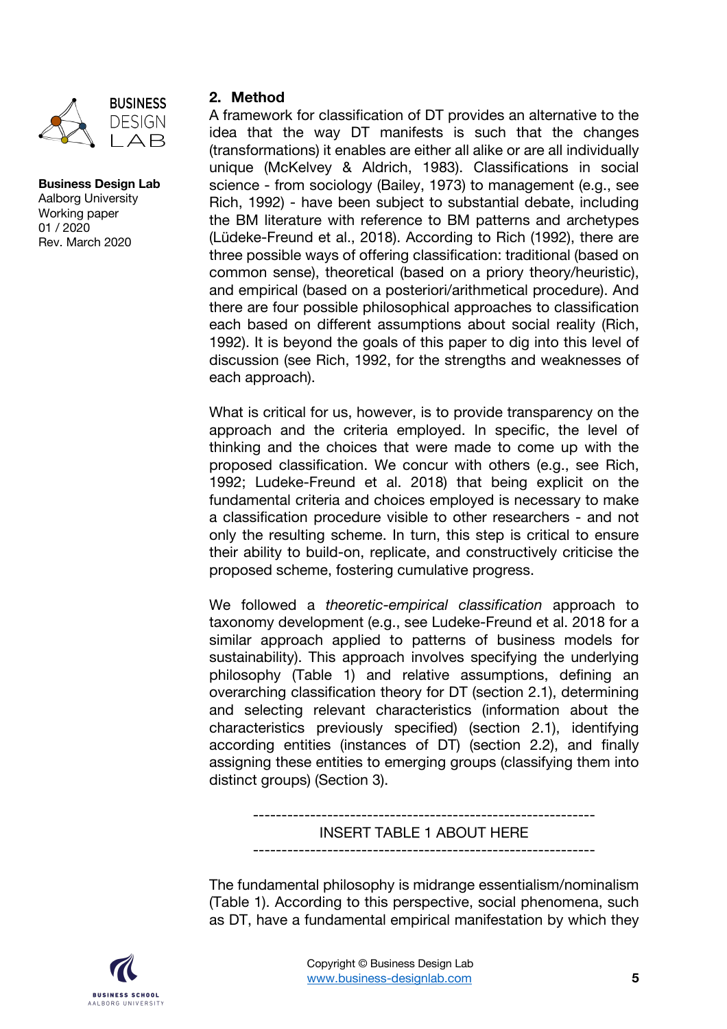## 2. Method

A framework for classification of DT provides an alternative to the idea that the way DT manifests is such that the changes (transformations) it enables are either all alike or are all individually unique (McKelvey & Aldrich, 1983). Classifications in social science - from sociology (Bailey, 1973) to management (e.g., see Rich, 1992) - have been subject to substantial debate, including the BM literature with reference to BM patterns and archetypes (Lüdeke-Freund et al., 2018). According to Rich (1992), there are three possible ways of offering classification: traditional (based on common sense), theoretical (based on a priory theory/heuristic), and empirical (based on a posteriori/arithmetical procedure). And there are four possible philosophical approaches to classification each based on different assumptions about social reality (Rich, 1992). It is beyond the goals of this paper to dig into this level of discussion (see Rich, 1992, for the strengths and weaknesses of each approach).

What is critical for us, however, is to provide transparency on the approach and the criteria employed. In specific, the level of thinking and the choices that were made to come up with the proposed classification. We concur with others (e.g., see Rich, 1992; Ludeke-Freund et al. 2018) that being explicit on the fundamental criteria and choices employed is necessary to make a classification procedure visible to other researchers - and not only the resulting scheme. In turn, this step is critical to ensure their ability to build-on, replicate, and constructively criticise the proposed scheme, fostering cumulative progress.

We followed a *theoretic-empirical classification* approach to taxonomy development (e.g., see Ludeke-Freund et al. 2018 for a similar approach applied to patterns of business models for sustainability). This approach involves specifying the underlying philosophy (Table 1) and relative assumptions, defining an overarching classification theory for DT (section 2.1), determining and selecting relevant characteristics (information about the characteristics previously specified) (section 2.1), identifying according entities (instances of DT) (section 2.2), and finally assigning these entities to emerging groups (classifying them into distinct groups) (Section 3).

------------------------------------------------------------
INSERT TABLE 1 ABOUT HERE
------------------------------------------------------------

The fundamental philosophy is midrange essentialism/nominalism (Table 1). According to this perspective, social phenomena, such as DT, have a fundamental empirical manifestation by which they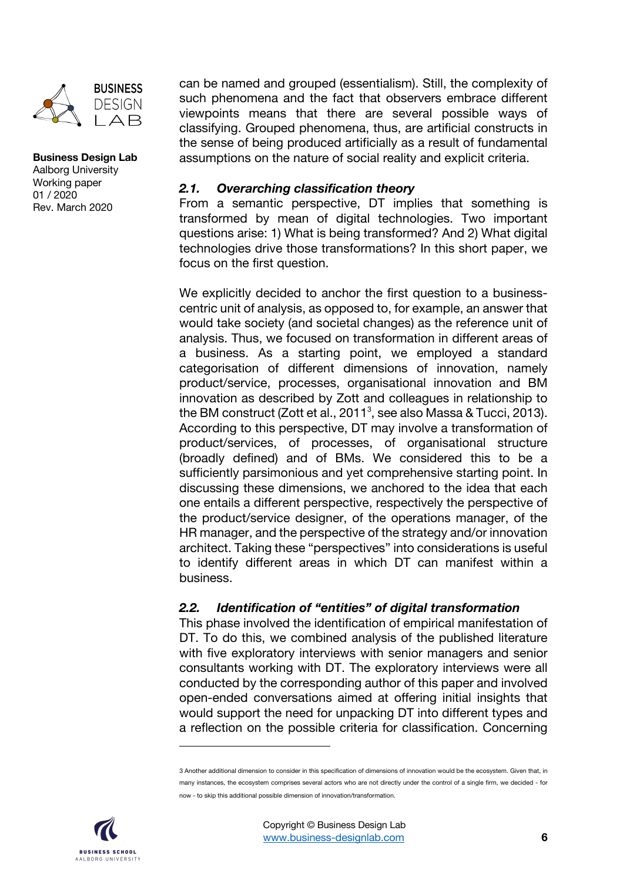can be named and grouped (essentialism). Still, the complexity of such phenomena and the fact that observers embrace different viewpoints means that there are several possible ways of classifying. Grouped phenomena, thus, are artificial constructs in the sense of being produced artificially as a result of fundamental assumptions on the nature of social reality and explicit criteria.

### *2.1. Overarching classification theory*

From a semantic perspective, DT implies that something is transformed by mean of digital technologies. Two important questions arise: 1) What is being transformed? And 2) What digital technologies drive those transformations? In this short paper, we focus on the first question.

We explicitly decided to anchor the first question to a business-centric unit of analysis, as opposed to, for example, an answer that would take society (and societal changes) as the reference unit of analysis. Thus, we focused on transformation in different areas of a business. As a starting point, we employed a standard categorisation of different dimensions of innovation, namely product/service, processes, organisational innovation and BM innovation as described by Zott and colleagues in relationship to the BM construct (Zott et al., 2011[3], see also Massa & Tucci, 2013). According to this perspective, DT may involve a transformation of product/services, of processes, of organisational structure (broadly defined) and of BMs. We considered this to be a sufficiently parsimonious and yet comprehensive starting point. In discussing these dimensions, we anchored to the idea that each one entails a different perspective, respectively the perspective of the product/service designer, of the operations manager, of the HR manager, and the perspective of the strategy and/or innovation architect. Taking these "perspectives" into considerations is useful to identify different areas in which DT can manifest within a business.

### *2.2. Identification of "entities" of digital transformation*

This phase involved the identification of empirical manifestation of DT. To do this, we combined analysis of the published literature with five exploratory interviews with senior managers and senior consultants working with DT. The exploratory interviews were all conducted by the corresponding author of this paper and involved open-ended conversations aimed at offering initial insights that would support the need for unpacking DT into different types and a reflection on the possible criteria for classification. Concerning

---

3 Another additional dimension to consider in this specification of dimensions of innovation would be the ecosystem. Given that, in many instances, the ecosystem comprises several actors who are not directly under the control of a single firm, we decided - for now - to skip this additional possible dimension of innovation/transformation.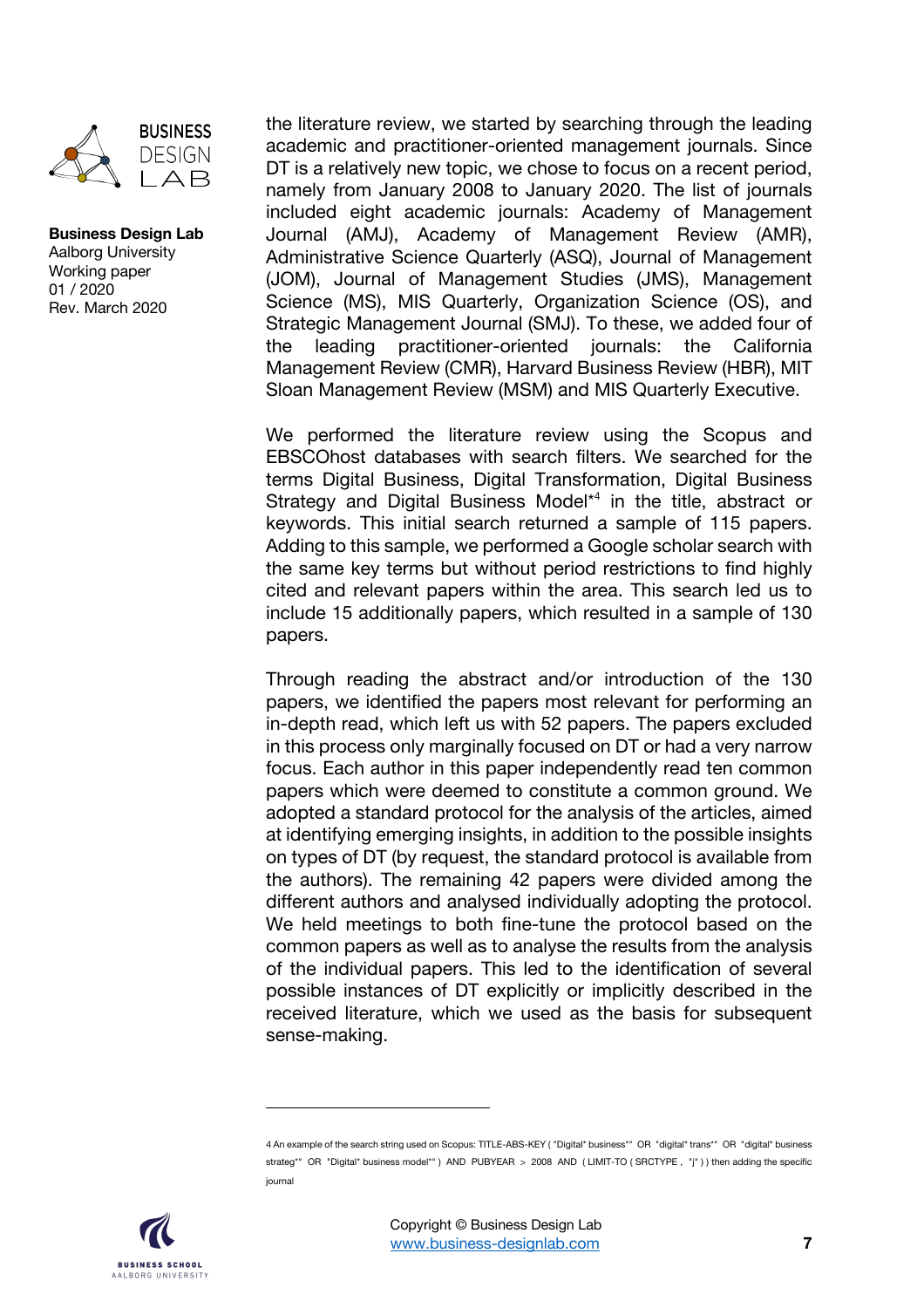the literature review, we started by searching through the leading academic and practitioner-oriented management journals. Since DT is a relatively new topic, we chose to focus on a recent period, namely from January 2008 to January 2020. The list of journals included eight academic journals: Academy of Management Journal (AMJ), Academy of Management Review (AMR), Administrative Science Quarterly (ASQ), Journal of Management (JOM), Journal of Management Studies (JMS), Management Science (MS), MIS Quarterly, Organization Science (OS), and Strategic Management Journal (SMJ). To these, we added four of the leading practitioner-oriented journals: the California Management Review (CMR), Harvard Business Review (HBR), MIT Sloan Management Review (MSM) and MIS Quarterly Executive.

We performed the literature review using the Scopus and EBSCOhost databases with search filters. We searched for the terms Digital Business, Digital Transformation, Digital Business Strategy and Digital Business Model*[4] in the title, abstract or keywords. This initial search returned a sample of 115 papers. Adding to this sample, we performed a Google scholar search with the same key terms but without period restrictions to find highly cited and relevant papers within the area. This search led us to include 15 additionally papers, which resulted in a sample of 130 papers.

Through reading the abstract and/or introduction of the 130 papers, we identified the papers most relevant for performing an in-depth read, which left us with 52 papers. The papers excluded in this process only marginally focused on DT or had a very narrow focus. Each author in this paper independently read ten common papers which were deemed to constitute a common ground. We adopted a standard protocol for the analysis of the articles, aimed at identifying emerging insights, in addition to the possible insights on types of DT (by request, the standard protocol is available from the authors). The remaining 42 papers were divided among the different authors and analysed individually adopting the protocol. We held meetings to both fine-tune the protocol based on the common papers as well as to analyse the results from the analysis of the individual papers. This led to the identification of several possible instances of DT explicitly or implicitly described in the received literature, which we used as the basis for subsequent sense-making.

---

4 An example of the search string used on Scopus: TITLE-ABS-KEY ( "Digital* business*" OR "digital* trans*" OR "digital* business strateg*" OR "Digital* business model*" ) AND PUBYEAR > 2008 AND ( LIMIT-TO ( SRCTYPE , "j" ) ) then adding the specific journal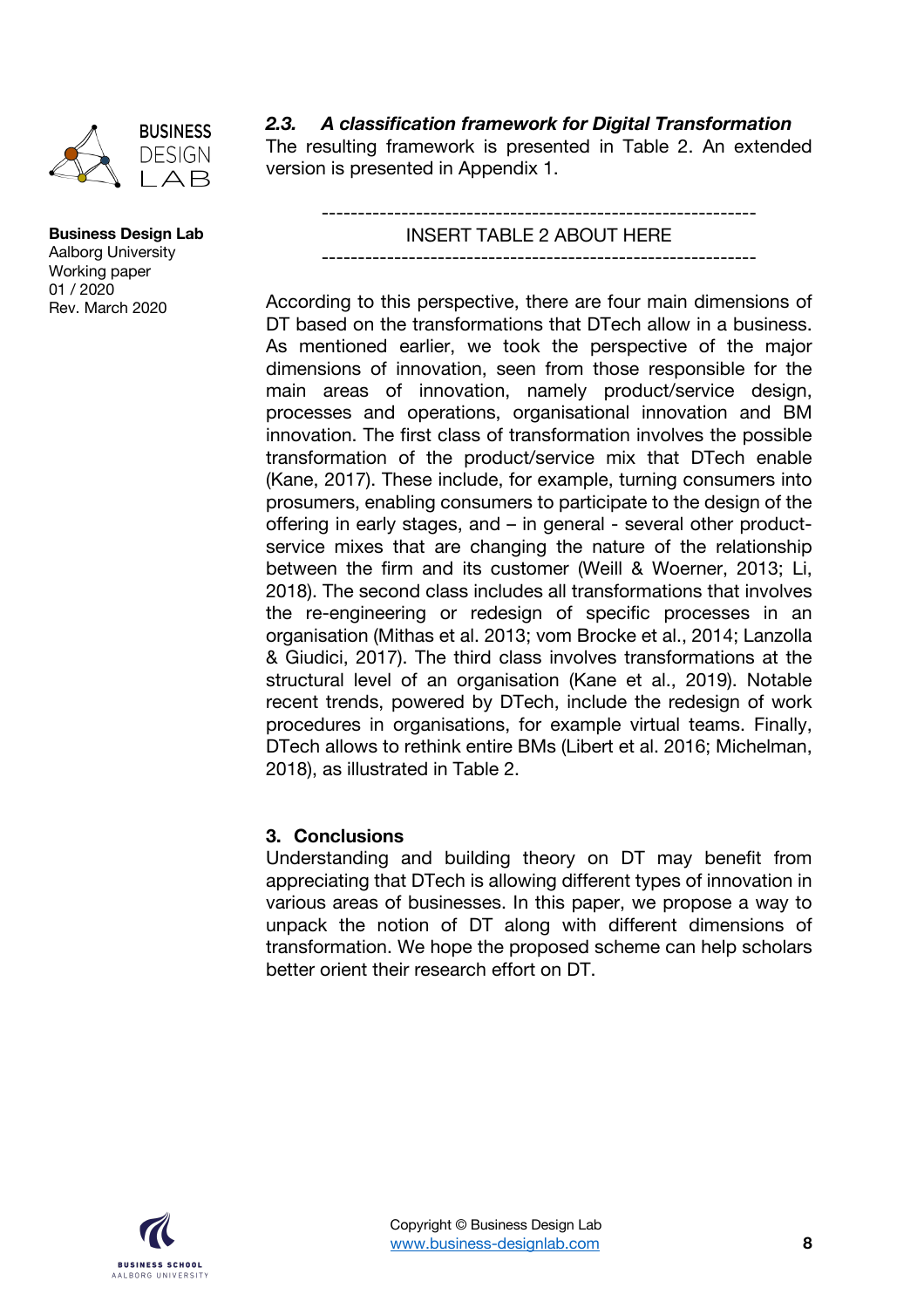### *2.3. A classification framework for Digital Transformation*

The resulting framework is presented in Table 2. An extended version is presented in Appendix 1.

------------------------------------------------------------

INSERT TABLE 2 ABOUT HERE

------------------------------------------------------------

According to this perspective, there are four main dimensions of DT based on the transformations that DTech allow in a business. As mentioned earlier, we took the perspective of the major dimensions of innovation, seen from those responsible for the main areas of innovation, namely product/service design, processes and operations, organisational innovation and BM innovation. The first class of transformation involves the possible transformation of the product/service mix that DTech enable (Kane, 2017). These include, for example, turning consumers into prosumers, enabling consumers to participate to the design of the offering in early stages, and – in general - several other product-service mixes that are changing the nature of the relationship between the firm and its customer (Weill & Woerner, 2013; Li, 2018). The second class includes all transformations that involves the re-engineering or redesign of specific processes in an organisation (Mithas et al. 2013; vom Brocke et al., 2014; Lanzolla & Giudici, 2017). The third class involves transformations at the structural level of an organisation (Kane et al., 2019). Notable recent trends, powered by DTech, include the redesign of work procedures in organisations, for example virtual teams. Finally, DTech allows to rethink entire BMs (Libert et al. 2016; Michelman, 2018), as illustrated in Table 2.

## 3. Conclusions

Understanding and building theory on DT may benefit from appreciating that DTech is allowing different types of innovation in various areas of businesses. In this paper, we propose a way to unpack the notion of DT along with different dimensions of transformation. We hope the proposed scheme can help scholars better orient their research effort on DT.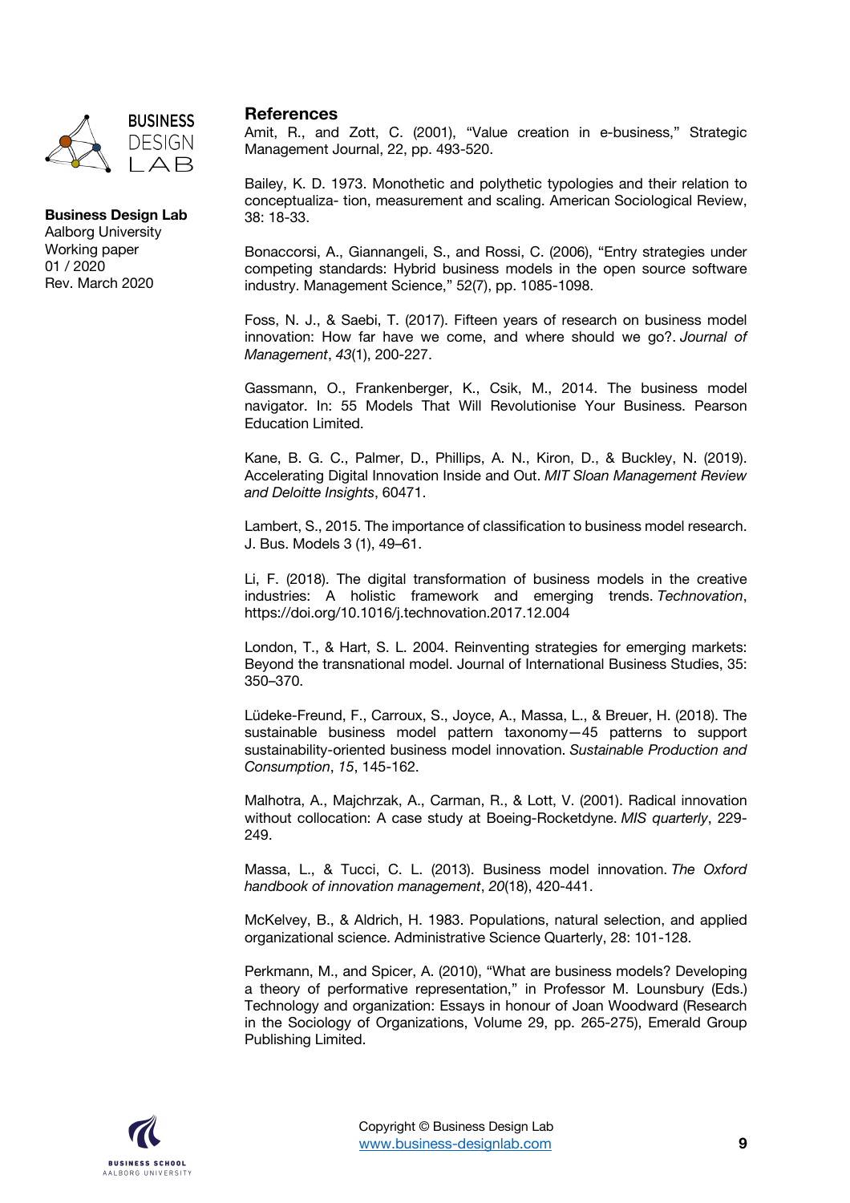## References

Amit, R., and Zott, C. (2001), "Value creation in e-business," Strategic Management Journal, 22, pp. 493-520.

Bailey, K. D. 1973. Monothetic and polythetic typologies and their relation to conceptualiza- tion, measurement and scaling. American Sociological Review, 38: 18-33.

Bonaccorsi, A., Giannangeli, S., and Rossi, C. (2006), "Entry strategies under competing standards: Hybrid business models in the open source software industry. Management Science," 52(7), pp. 1085-1098.

Foss, N. J., & Saebi, T. (2017). Fifteen years of research on business model innovation: How far have we come, and where should we go?. *Journal of Management*, *43*(1), 200-227.

Gassmann, O., Frankenberger, K., Csik, M., 2014. The business model navigator. In: 55 Models That Will Revolutionise Your Business. Pearson Education Limited.

Kane, B. G. C., Palmer, D., Phillips, A. N., Kiron, D., & Buckley, N. (2019). Accelerating Digital Innovation Inside and Out. *MIT Sloan Management Review and Deloitte Insights*, 60471.

Lambert, S., 2015. The importance of classification to business model research. J. Bus. Models 3 (1), 49–61.

Li, F. (2018). The digital transformation of business models in the creative industries: A holistic framework and emerging trends. *Technovation*, https://doi.org/10.1016/j.technovation.2017.12.004

London, T., & Hart, S. L. 2004. Reinventing strategies for emerging markets: Beyond the transnational model. Journal of International Business Studies, 35: 350–370.

Lüdeke-Freund, F., Carroux, S., Joyce, A., Massa, L., & Breuer, H. (2018). The sustainable business model pattern taxonomy—45 patterns to support sustainability-oriented business model innovation. *Sustainable Production and Consumption*, *15*, 145-162.

Malhotra, A., Majchrzak, A., Carman, R., & Lott, V. (2001). Radical innovation without collocation: A case study at Boeing-Rocketdyne. *MIS quarterly*, 229-249.

Massa, L., & Tucci, C. L. (2013). Business model innovation. *The Oxford handbook of innovation management*, *20*(18), 420-441.

McKelvey, B., & Aldrich, H. 1983. Populations, natural selection, and applied organizational science. Administrative Science Quarterly, 28: 101-128.

Perkmann, M., and Spicer, A. (2010), "What are business models? Developing a theory of performative representation," in Professor M. Lounsbury (Eds.) Technology and organization: Essays in honour of Joan Woodward (Research in the Sociology of Organizations, Volume 29, pp. 265-275), Emerald Group Publishing Limited.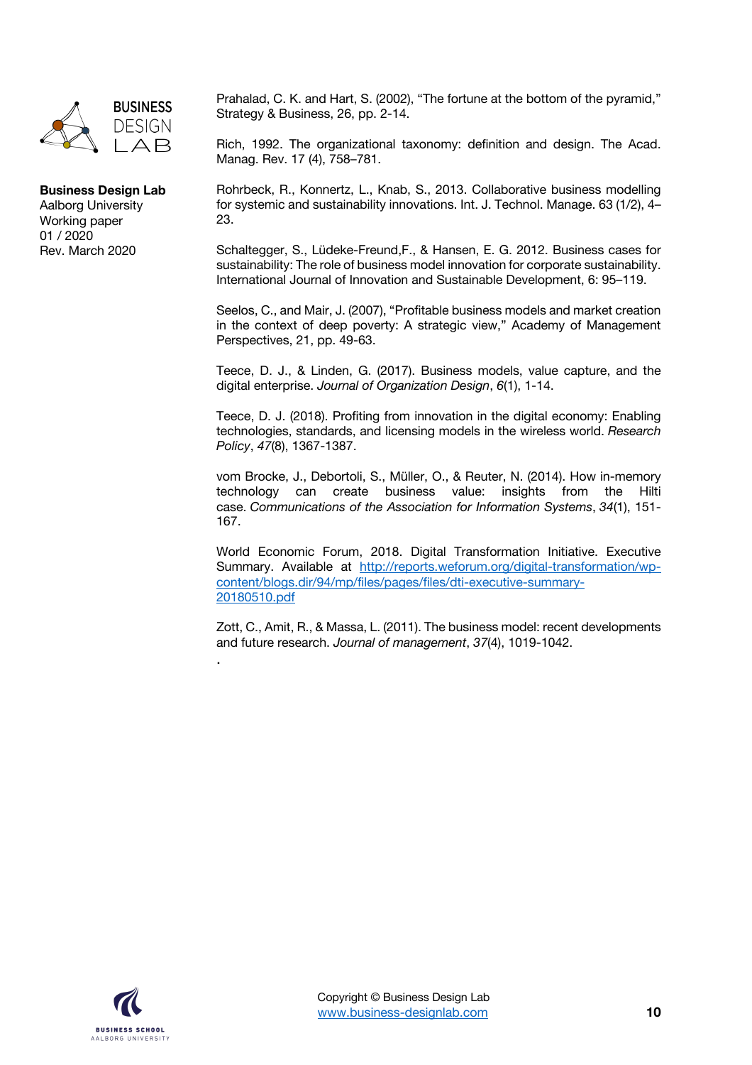Prahalad, C. K. and Hart, S. (2002), "The fortune at the bottom of the pyramid," Strategy & Business, 26, pp. 2-14.

Rich, 1992. The organizational taxonomy: definition and design. The Acad. Manag. Rev. 17 (4), 758–781.

Rohrbeck, R., Konnertz, L., Knab, S., 2013. Collaborative business modelling for systemic and sustainability innovations. Int. J. Technol. Manage. 63 (1/2), 4–23.

Schaltegger, S., Lüdeke-Freund,F., & Hansen, E. G. 2012. Business cases for sustainability: The role of business model innovation for corporate sustainability. International Journal of Innovation and Sustainable Development, 6: 95–119.

Seelos, C., and Mair, J. (2007), "Profitable business models and market creation in the context of deep poverty: A strategic view," Academy of Management Perspectives, 21, pp. 49-63.

Teece, D. J., & Linden, G. (2017). Business models, value capture, and the digital enterprise. *Journal of Organization Design*, *6*(1), 1-14.

Teece, D. J. (2018). Profiting from innovation in the digital economy: Enabling technologies, standards, and licensing models in the wireless world. *Research Policy*, *47*(8), 1367-1387.

vom Brocke, J., Debortoli, S., Müller, O., & Reuter, N. (2014). How in-memory technology can create business value: insights from the Hilti case. *Communications of the Association for Information Systems*, *34*(1), 151-167.

World Economic Forum, 2018. Digital Transformation Initiative. Executive Summary. Available at http://reports.weforum.org/digital-transformation/wp-content/blogs.dir/94/mp/files/pages/files/dti-executive-summary-20180510.pdf

Zott, C., Amit, R., & Massa, L. (2011). The business model: recent developments and future research. *Journal of management*, *37*(4), 1019-1042.

.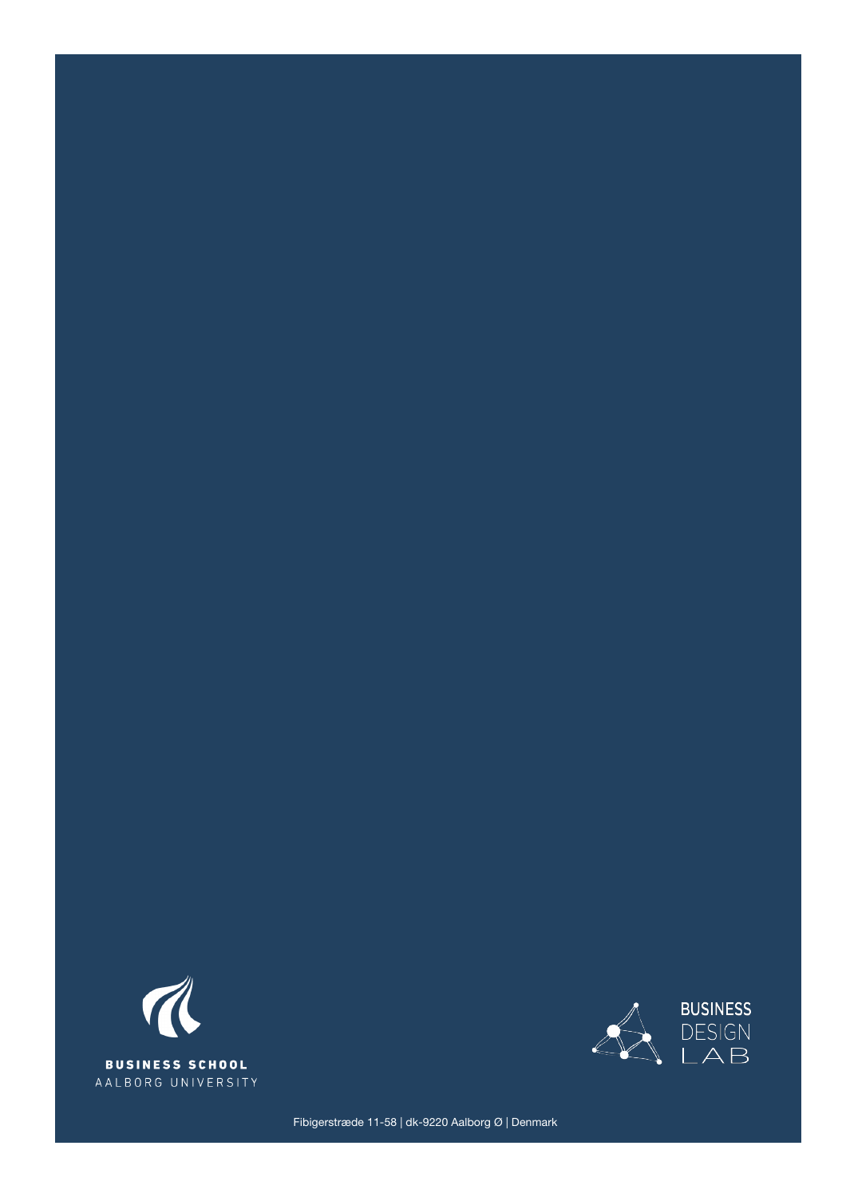BUSINESS SCHOOL
AALBORG UNIVERSITY

BUSINESS
DESIGN
LAB

Fibigerstræde 11-58 | dk-9220 Aalborg Ø | Denmark